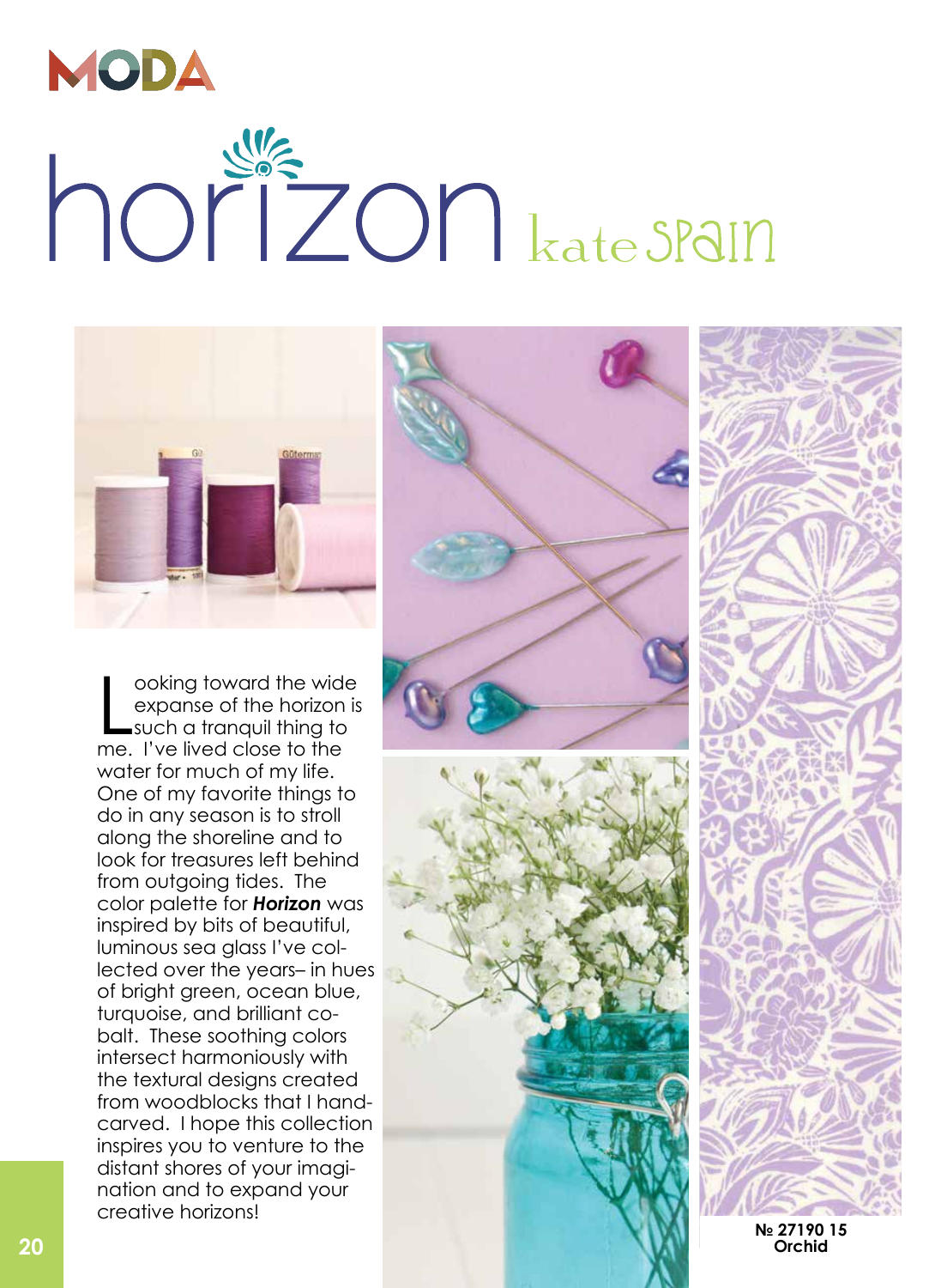MODA

# horizon

## kate spain

Looking toward the wide expanse of the horizon is such a tranquil thing to me. I've lived close to the water for much of my life. One of my favorite things to do in any season is to stroll along the shoreline and to look for treasures left behind from outgoing tides. The color palette for ***Horizon*** was inspired by bits of beautiful, luminous sea glass I've collected over the years– in hues of bright green, ocean blue, turquoise, and brilliant cobalt. These soothing colors intersect harmoniously with the textural designs created from woodblocks that I hand-carved. I hope this collection inspires you to venture to the distant shores of your imagination and to expand your creative horizons!

**№ 27190 15**
**Orchid**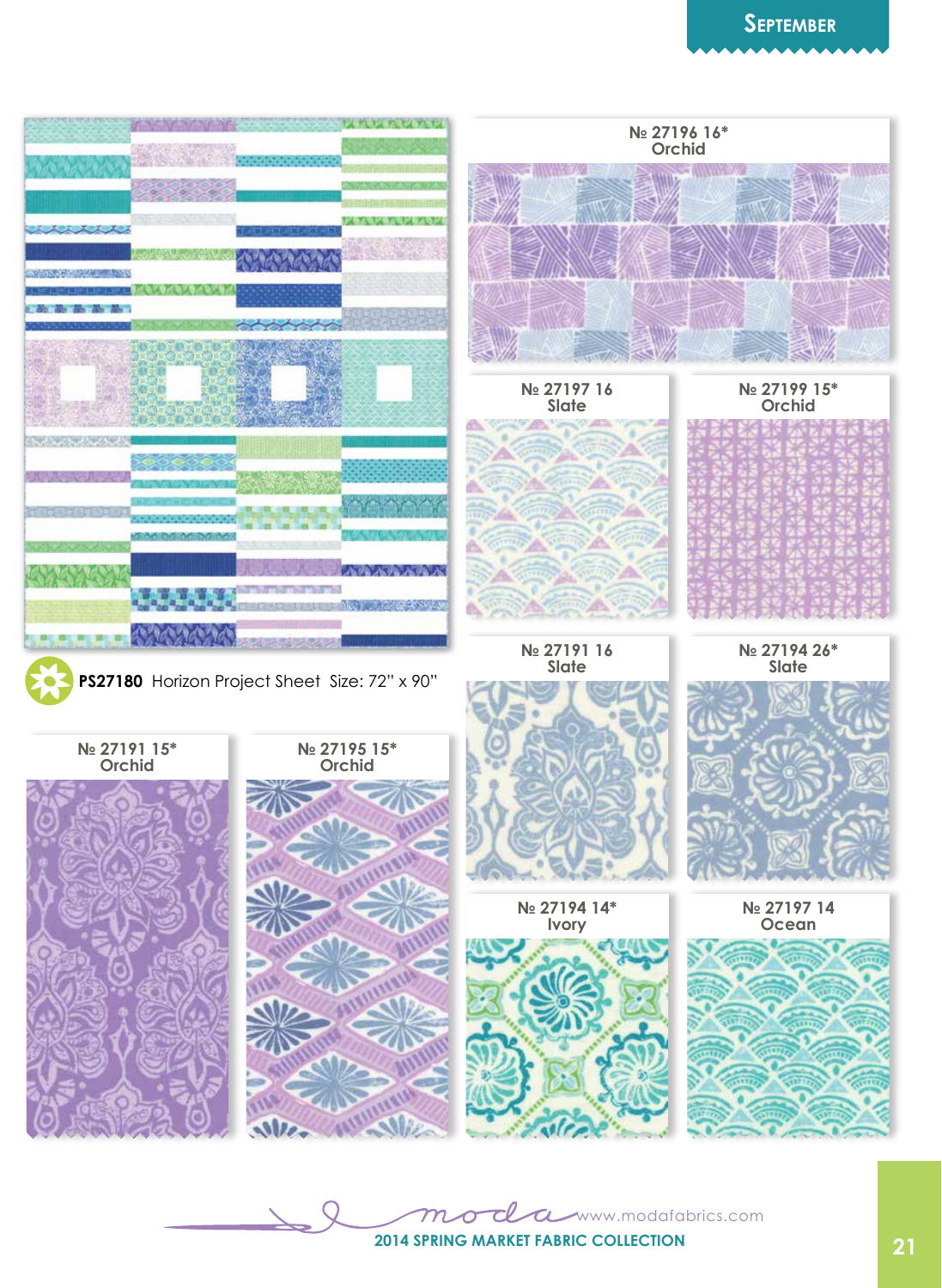## September

**PS27180** Horizon Project Sheet Size: 72" x 90"

№ 27196 16*
Orchid

№ 27197 16
Slate

№ 27199 15*
Orchid

№ 27191 16
Slate

№ 27194 26*
Slate

№ 27191 15*
Orchid

№ 27195 15*
Orchid

№ 27194 14*
Ivory

№ 27197 14
Ocean

moda www.modafabrics.com

**2014 SPRING MARKET FABRIC COLLECTION**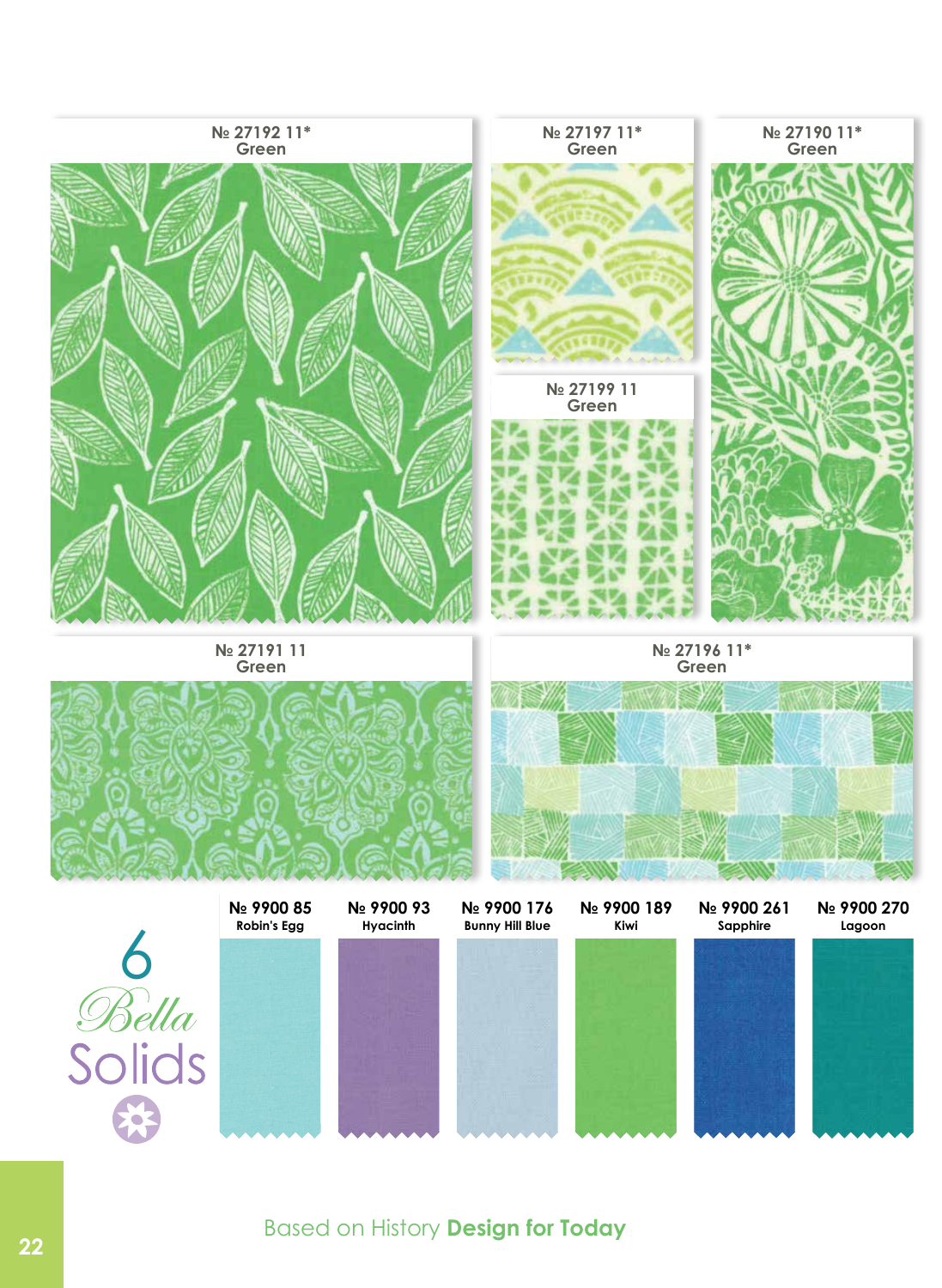№ 27192 11*
Green

№ 27197 11*
Green

№ 27190 11*
Green

№ 27199 11
Green

№ 27191 11
Green

№ 27196 11*
Green

## 6 Bella Solids

| № 9900 85 | № 9900 93 | № 9900 176 | № 9900 189 | № 9900 261 | № 9900 270 |
|---|---|---|---|---|---|
| Robin's Egg | Hyacinth | Bunny Hill Blue | Kiwi | Sapphire | Lagoon |

Based on History **Design for Today**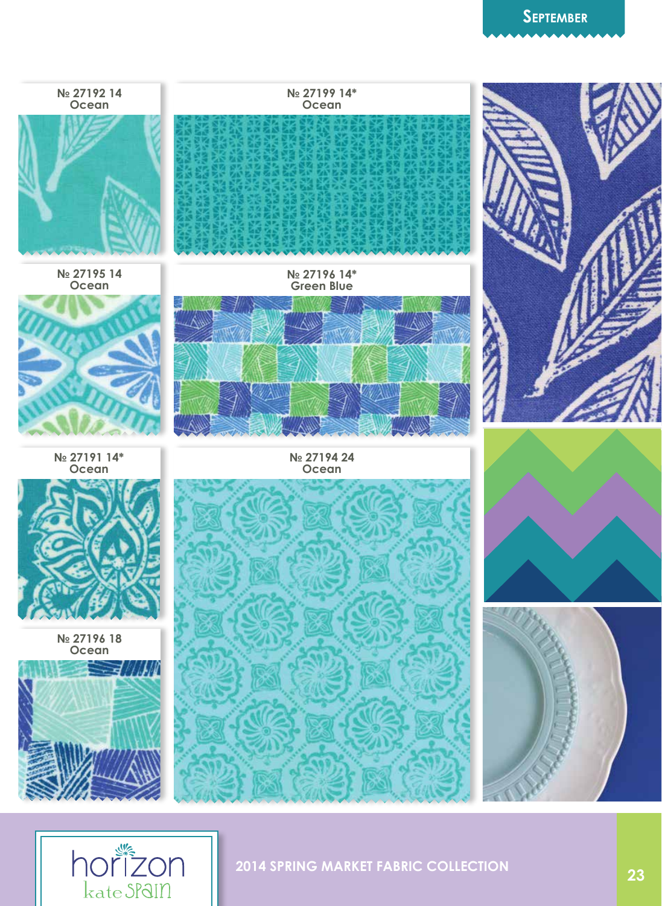# SEPTEMBER

№ 27192 14
Ocean

№ 27199 14*
Ocean

№ 27195 14
Ocean

№ 27196 14*
Green Blue

№ 27191 14*
Ocean

№ 27194 24
Ocean

№ 27196 18
Ocean

horizon
kate spain

2014 SPRING MARKET FABRIC COLLECTION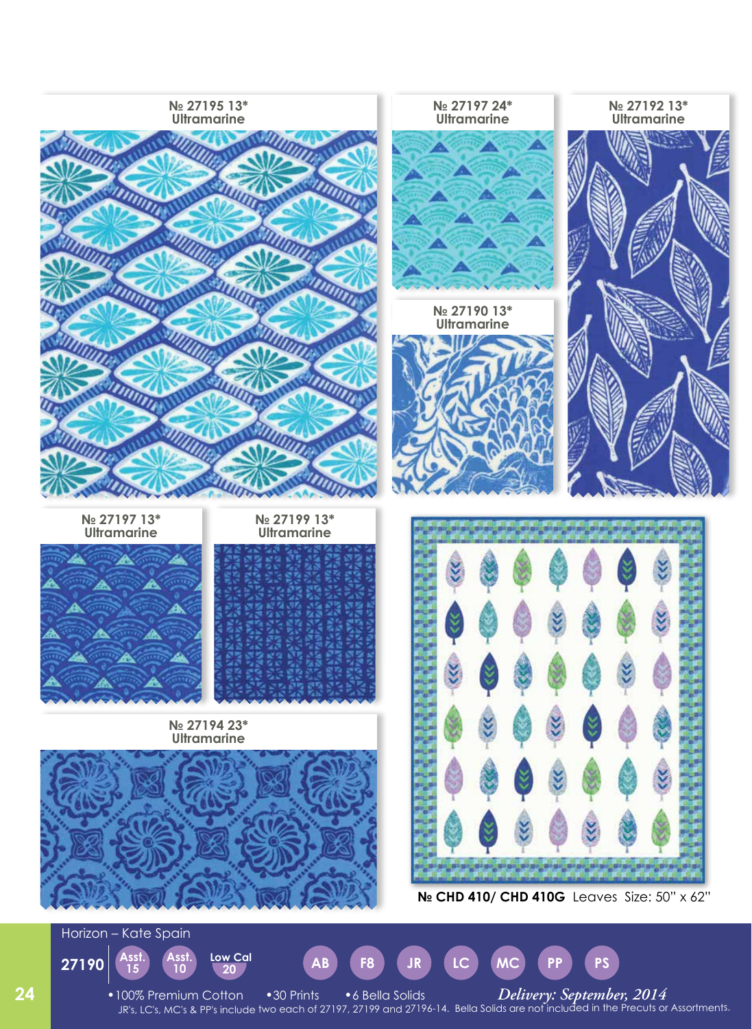№ 27195 13*
Ultramarine

№ 27197 24*
Ultramarine

№ 27192 13*
Ultramarine

№ 27190 13*
Ultramarine

№ 27197 13*
Ultramarine

№ 27199 13*
Ultramarine

№ 27194 23*
Ultramarine

**№ CHD 410/ CHD 410G** Leaves Size: 50" x 62"

Horizon – Kate Spain

**27190** Asst. 15 Asst. 10 Low Cal 20 AB F8 JR LC MC PP PS

- 100% Premium Cotton
- 30 Prints
- 6 Bella Solids

*Delivery: September, 2014*

JR's, LC's, MC's & PP's include two each of 27197, 27199 and 27196-14. Bella Solids are not included in the Precuts or Assortments.